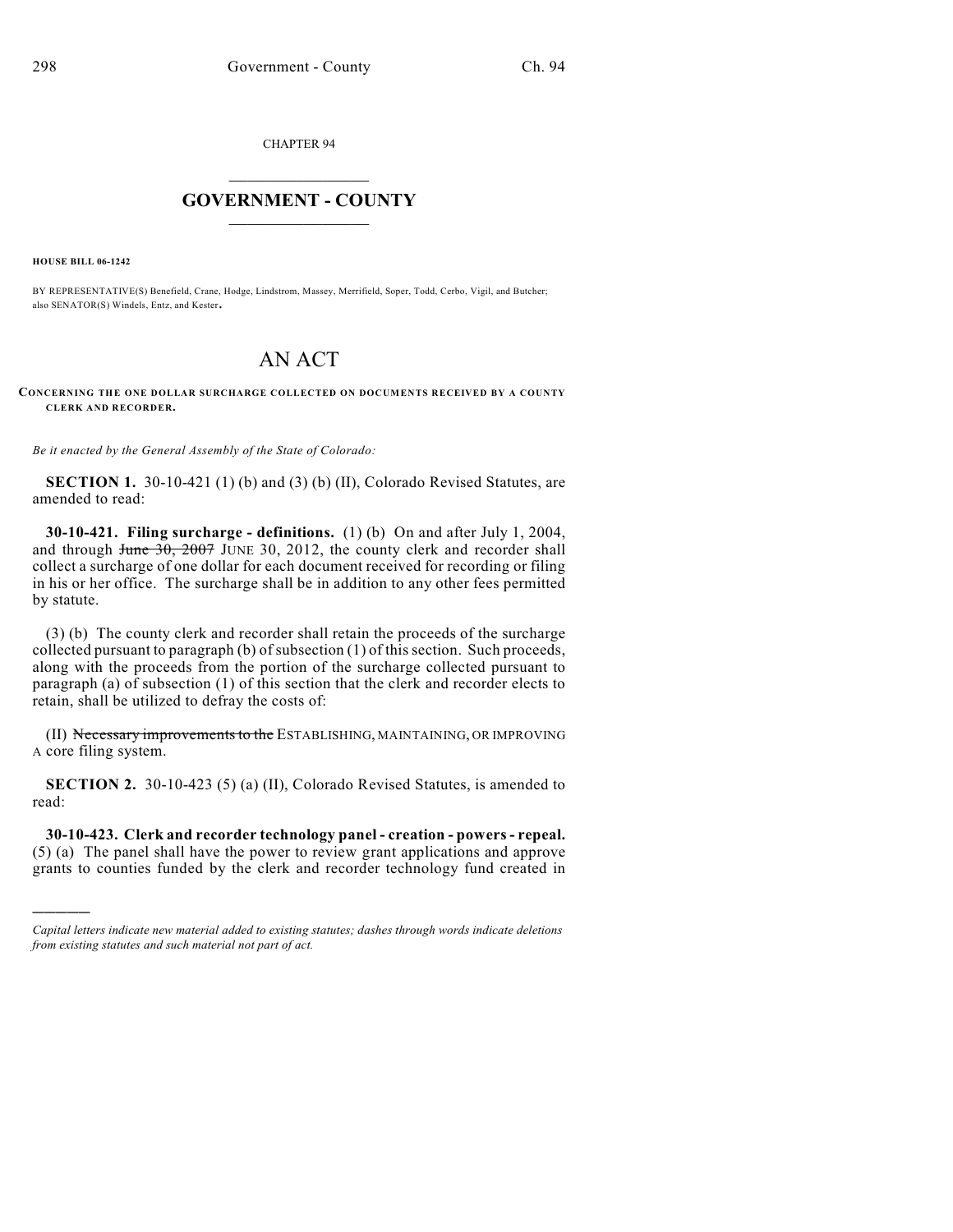CHAPTER 94

# GOVERNMENT - COUNTY

**HOUSE BILL 06-1242**

BY REPRESENTATIVE(S) Benefield, Crane, Hodge, Lindstrom, Massey, Merrifield, Soper, Todd, Cerbo, Vigil, and Butcher; also SENATOR(S) Windels, Entz, and Kester.

# AN ACT

**CONCERNING THE ONE DOLLAR SURCHARGE COLLECTED ON DOCUMENTS RECEIVED BY A COUNTY CLERK AND RECORDER.**

*Be it enacted by the General Assembly of the State of Colorado:*

**SECTION 1.** 30-10-421 (1) (b) and (3) (b) (II), Colorado Revised Statutes, are amended to read:

**30-10-421. Filing surcharge - definitions.** (1) (b) On and after July 1, 2004, and through ~~June 30, 2007~~ JUNE 30, 2012, the county clerk and recorder shall collect a surcharge of one dollar for each document received for recording or filing in his or her office. The surcharge shall be in addition to any other fees permitted by statute.

(3) (b) The county clerk and recorder shall retain the proceeds of the surcharge collected pursuant to paragraph (b) of subsection (1) of this section. Such proceeds, along with the proceeds from the portion of the surcharge collected pursuant to paragraph (a) of subsection (1) of this section that the clerk and recorder elects to retain, shall be utilized to defray the costs of:

(II) ~~Necessary improvements to the~~ ESTABLISHING, MAINTAINING, OR IMPROVING A core filing system.

**SECTION 2.** 30-10-423 (5) (a) (II), Colorado Revised Statutes, is amended to read:

**30-10-423. Clerk and recorder technology panel - creation - powers - repeal.** (5) (a) The panel shall have the power to review grant applications and approve grants to counties funded by the clerk and recorder technology fund created in

*Capital letters indicate new material added to existing statutes; dashes through words indicate deletions from existing statutes and such material not part of act.*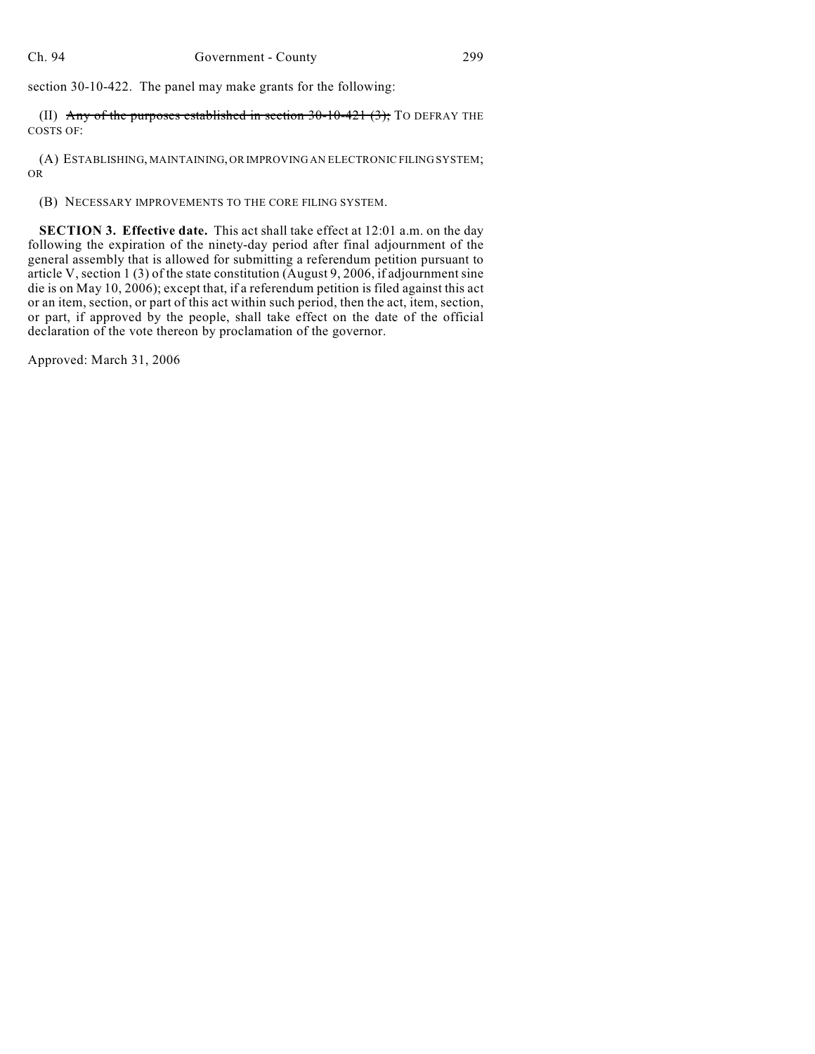section 30-10-422. The panel may make grants for the following:

(II) ~~Any of the purposes established in section 30-10-421 (3);~~ TO DEFRAY THE COSTS OF:

(A) ESTABLISHING, MAINTAINING, OR IMPROVING AN ELECTRONIC FILING SYSTEM; OR

(B) NECESSARY IMPROVEMENTS TO THE CORE FILING SYSTEM.

**SECTION 3. Effective date.** This act shall take effect at 12:01 a.m. on the day following the expiration of the ninety-day period after final adjournment of the general assembly that is allowed for submitting a referendum petition pursuant to article V, section 1 (3) of the state constitution (August 9, 2006, if adjournment sine die is on May 10, 2006); except that, if a referendum petition is filed against this act or an item, section, or part of this act within such period, then the act, item, section, or part, if approved by the people, shall take effect on the date of the official declaration of the vote thereon by proclamation of the governor.

Approved: March 31, 2006